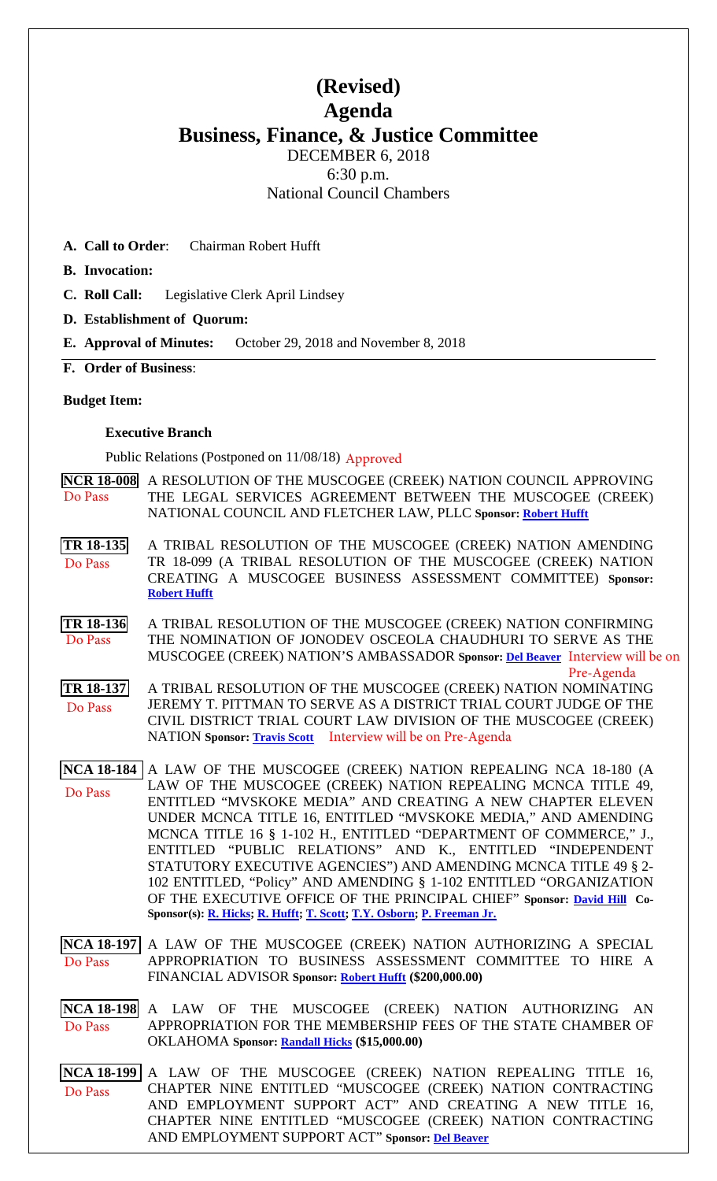# (Revised)

# Agenda

## Business, Finance, & Justice Committee

DECEMBER 6, 2018

6:30 p.m.

National Council Chambers

**A. Call to Order**: Chairman Robert Hufft

**B. Invocation:**

**C. Roll Call:** Legislative Clerk April Lindsey

**D. Establishment of Quorum:**

**E. Approval of Minutes:** October 29, 2018 and November 8, 2018

**F. Order of Business**:

**Budget Item:**

**Executive Branch**

Public Relations (Postponed on 11/08/18) Approved

**NCR 18-008** Do Pass — A RESOLUTION OF THE MUSCOGEE (CREEK) NATION COUNCIL APPROVING THE LEGAL SERVICES AGREEMENT BETWEEN THE MUSCOGEE (CREEK) NATIONAL COUNCIL AND FLETCHER LAW, PLLC **Sponsor: Robert Hufft**

**TR 18-135** Do Pass — A TRIBAL RESOLUTION OF THE MUSCOGEE (CREEK) NATION AMENDING TR 18-099 (A TRIBAL RESOLUTION OF THE MUSCOGEE (CREEK) NATION CREATING A MUSCOGEE BUSINESS ASSESSMENT COMMITTEE) **Sponsor: Robert Hufft**

**TR 18-136** Do Pass — A TRIBAL RESOLUTION OF THE MUSCOGEE (CREEK) NATION CONFIRMING THE NOMINATION OF JONODEV OSCEOLA CHAUDHURI TO SERVE AS THE MUSCOGEE (CREEK) NATION'S AMBASSADOR **Sponsor: Del Beaver** Interview will be on Pre-Agenda

**TR 18-137** Do Pass — A TRIBAL RESOLUTION OF THE MUSCOGEE (CREEK) NATION NOMINATING JEREMY T. PITTMAN TO SERVE AS A DISTRICT TRIAL COURT JUDGE OF THE CIVIL DISTRICT TRIAL COURT LAW DIVISION OF THE MUSCOGEE (CREEK) NATION **Sponsor: Travis Scott** Interview will be on Pre-Agenda

**NCA 18-184** Do Pass — A LAW OF THE MUSCOGEE (CREEK) NATION REPEALING NCA 18-180 (A LAW OF THE MUSCOGEE (CREEK) NATION REPEALING MCNCA TITLE 49, ENTITLED "MVSKOKE MEDIA" AND CREATING A NEW CHAPTER ELEVEN UNDER MCNCA TITLE 16, ENTITLED "MVSKOKE MEDIA," AND AMENDING MCNCA TITLE 16 § 1-102 H., ENTITLED "DEPARTMENT OF COMMERCE," J., ENTITLED "PUBLIC RELATIONS" AND K., ENTITLED "INDEPENDENT STATUTORY EXECUTIVE AGENCIES") AND AMENDING MCNCA TITLE 49 § 2-102 ENTITLED, "Policy" AND AMENDING § 1-102 ENTITLED "ORGANIZATION OF THE EXECUTIVE OFFICE OF THE PRINCIPAL CHIEF" **Sponsor: David Hill Co-Sponsor(s): R. Hicks; R. Hufft; T. Scott; T.Y. Osborn; P. Freeman Jr.**

**NCA 18-197** Do Pass — A LAW OF THE MUSCOGEE (CREEK) NATION AUTHORIZING A SPECIAL APPROPRIATION TO BUSINESS ASSESSMENT COMMITTEE TO HIRE A FINANCIAL ADVISOR **Sponsor: Robert Hufft (\$200,000.00)**

**NCA 18-198** Do Pass — A LAW OF THE MUSCOGEE (CREEK) NATION AUTHORIZING AN APPROPRIATION FOR THE MEMBERSHIP FEES OF THE STATE CHAMBER OF OKLAHOMA **Sponsor: Randall Hicks (\$15,000.00)**

**NCA 18-199** Do Pass — A LAW OF THE MUSCOGEE (CREEK) NATION REPEALING TITLE 16, CHAPTER NINE ENTITLED "MUSCOGEE (CREEK) NATION CONTRACTING AND EMPLOYMENT SUPPORT ACT" AND CREATING A NEW TITLE 16, CHAPTER NINE ENTITLED "MUSCOGEE (CREEK) NATION CONTRACTING AND EMPLOYMENT SUPPORT ACT" **Sponsor: Del Beaver**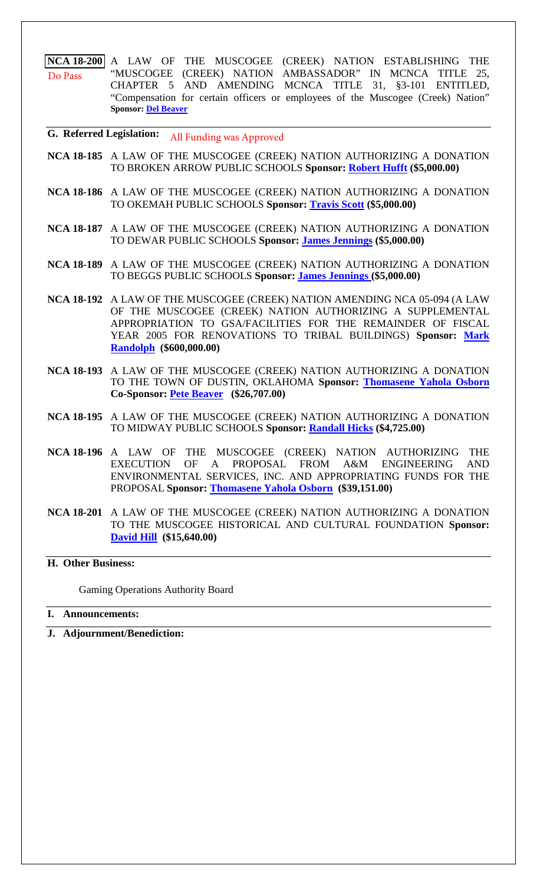**NCA 18-200** A LAW OF THE MUSCOGEE (CREEK) NATION ESTABLISHING THE "MUSCOGEE (CREEK) NATION AMBASSADOR" IN MCNCA TITLE 25, CHAPTER 5 AND AMENDING MCNCA TITLE 31, §3-101 ENTITLED, "Compensation for certain officers or employees of the Muscogee (Creek) Nation" **Sponsor: Del Beaver**

Do Pass

## G. Referred Legislation:

All Funding was Approved

**NCA 18-185** A LAW OF THE MUSCOGEE (CREEK) NATION AUTHORIZING A DONATION TO BROKEN ARROW PUBLIC SCHOOLS **Sponsor: Robert Hufft ($5,000.00)**

**NCA 18-186** A LAW OF THE MUSCOGEE (CREEK) NATION AUTHORIZING A DONATION TO OKEMAH PUBLIC SCHOOLS **Sponsor: Travis Scott ($5,000.00)**

**NCA 18-187** A LAW OF THE MUSCOGEE (CREEK) NATION AUTHORIZING A DONATION TO DEWAR PUBLIC SCHOOLS **Sponsor: James Jennings ($5,000.00)**

**NCA 18-189** A LAW OF THE MUSCOGEE (CREEK) NATION AUTHORIZING A DONATION TO BEGGS PUBLIC SCHOOLS **Sponsor: James Jennings ($5,000.00)**

**NCA 18-192** A LAW OF THE MUSCOGEE (CREEK) NATION AMENDING NCA 05-094 (A LAW OF THE MUSCOGEE (CREEK) NATION AUTHORIZING A SUPPLEMENTAL APPROPRIATION TO GSA/FACILITIES FOR THE REMAINDER OF FISCAL YEAR 2005 FOR RENOVATIONS TO TRIBAL BUILDINGS) **Sponsor: Mark Randolph ($600,000.00)**

**NCA 18-193** A LAW OF THE MUSCOGEE (CREEK) NATION AUTHORIZING A DONATION TO THE TOWN OF DUSTIN, OKLAHOMA **Sponsor: Thomasene Yahola Osborn Co-Sponsor: Pete Beaver ($26,707.00)**

**NCA 18-195** A LAW OF THE MUSCOGEE (CREEK) NATION AUTHORIZING A DONATION TO MIDWAY PUBLIC SCHOOLS **Sponsor: Randall Hicks ($4,725.00)**

**NCA 18-196** A LAW OF THE MUSCOGEE (CREEK) NATION AUTHORIZING THE EXECUTION OF A PROPOSAL FROM A&M ENGINEERING AND ENVIRONMENTAL SERVICES, INC. AND APPROPRIATING FUNDS FOR THE PROPOSAL **Sponsor: Thomasene Yahola Osborn ($39,151.00)**

**NCA 18-201** A LAW OF THE MUSCOGEE (CREEK) NATION AUTHORIZING A DONATION TO THE MUSCOGEE HISTORICAL AND CULTURAL FOUNDATION **Sponsor: David Hill ($15,640.00)**

## H. Other Business:

Gaming Operations Authority Board

## I. Announcements:

## J. Adjournment/Benediction: